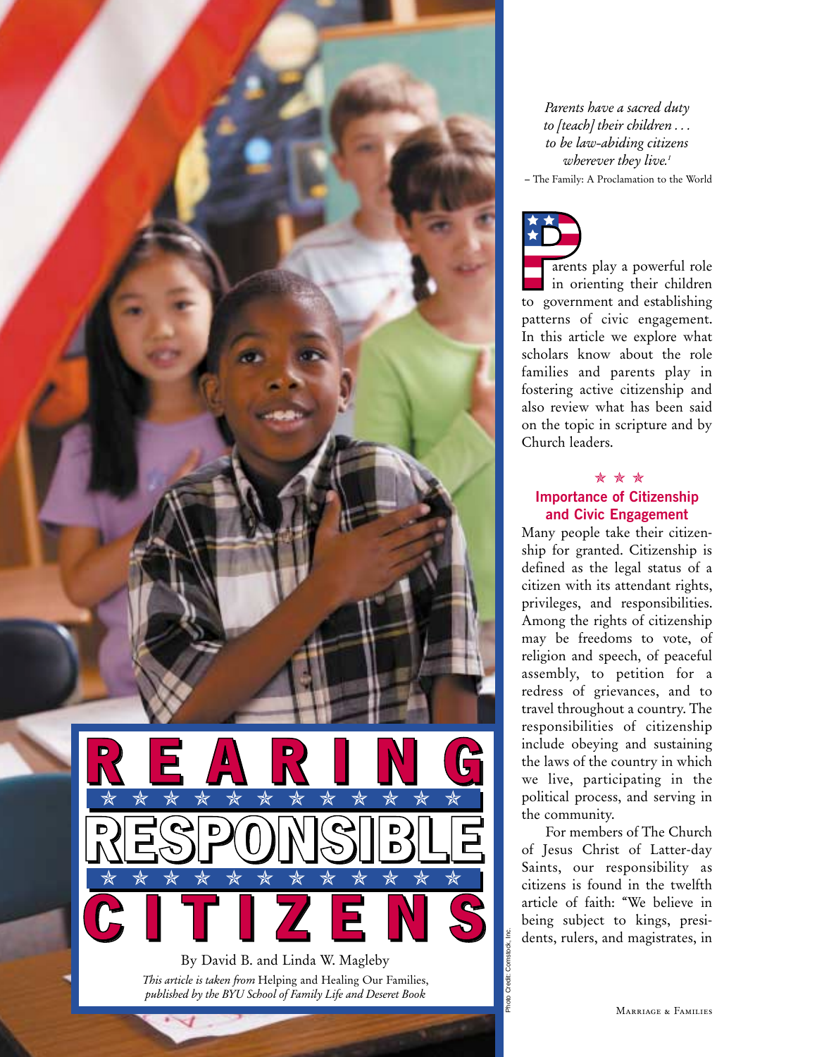# REARING RESPONSIBLE CITIZENS

By David B. and Linda W. Magleby

*This article is taken from* Helping and Healing Our Families, *published by the BYU School of Family Life and Deseret Book*

Photo Credit: Comstock, Inc.

*Parents have a sacred duty to [teach] their children . . . to be law-abiding citizens wherever they live.*[1]

– The Family: A Proclamation to the World

Parents play a powerful role in orienting their children to government and establishing patterns of civic engagement. In this article we explore what scholars know about the role families and parents play in fostering active citizenship and also review what has been said on the topic in scripture and by Church leaders.

## Importance of Citizenship and Civic Engagement

Many people take their citizenship for granted. Citizenship is defined as the legal status of a citizen with its attendant rights, privileges, and responsibilities. Among the rights of citizenship may be freedoms to vote, of religion and speech, of peaceful assembly, to petition for a redress of grievances, and to travel throughout a country. The responsibilities of citizenship include obeying and sustaining the laws of the country in which we live, participating in the political process, and serving in the community.

For members of The Church of Jesus Christ of Latter-day Saints, our responsibility as citizens is found in the twelfth article of faith: "We believe in being subject to kings, presidents, rulers, and magistrates, in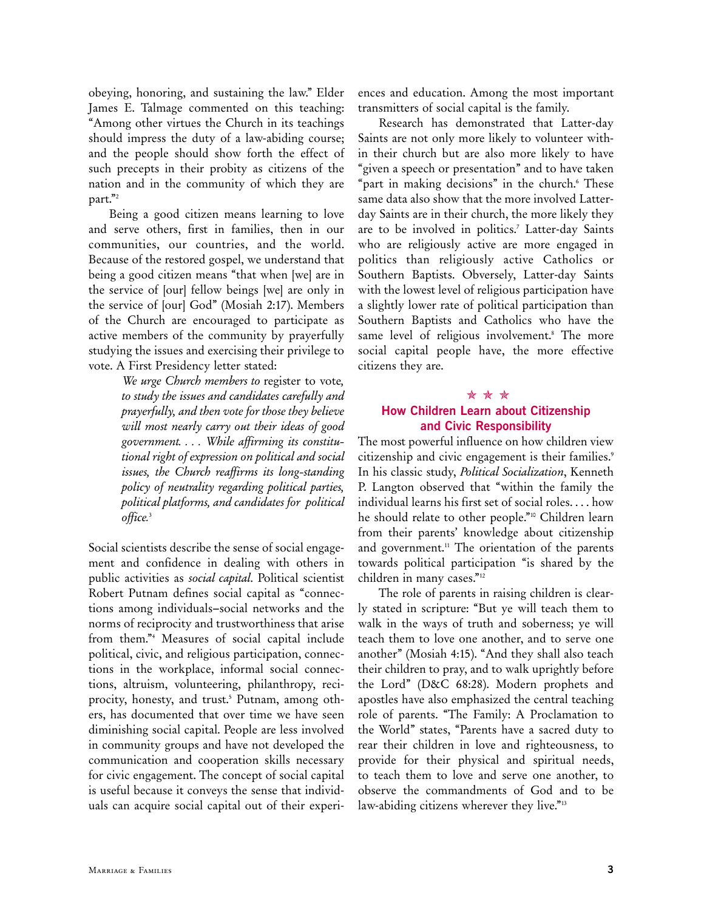obeying, honoring, and sustaining the law." Elder James E. Talmage commented on this teaching: "Among other virtues the Church in its teachings should impress the duty of a law-abiding course; and the people should show forth the effect of such precepts in their probity as citizens of the nation and in the community of which they are part."[2]

Being a good citizen means learning to love and serve others, first in families, then in our communities, our countries, and the world. Because of the restored gospel, we understand that being a good citizen means "that when [we] are in the service of [our] fellow beings [we] are only in the service of [our] God" (Mosiah 2:17). Members of the Church are encouraged to participate as active members of the community by prayerfully studying the issues and exercising their privilege to vote. A First Presidency letter stated:

> *We urge Church members to* register to vote*, to study the issues and candidates carefully and prayerfully, and then vote for those they believe will most nearly carry out their ideas of good government. . . . While affirming its constitutional right of expression on political and social issues, the Church reaffirms its long-standing policy of neutrality regarding political parties, political platforms, and candidates for political office.*[3]

Social scientists describe the sense of social engagement and confidence in dealing with others in public activities as *social capital*. Political scientist Robert Putnam defines social capital as "connections among individuals–social networks and the norms of reciprocity and trustworthiness that arise from them."[4] Measures of social capital include political, civic, and religious participation, connections in the workplace, informal social connections, altruism, volunteering, philanthropy, reciprocity, honesty, and trust.[5] Putnam, among others, has documented that over time we have seen diminishing social capital. People are less involved in community groups and have not developed the communication and cooperation skills necessary for civic engagement. The concept of social capital is useful because it conveys the sense that individuals can acquire social capital out of their experiences and education. Among the most important transmitters of social capital is the family.

Research has demonstrated that Latter-day Saints are not only more likely to volunteer within their church but are also more likely to have "given a speech or presentation" and to have taken "part in making decisions" in the church.[6] These same data also show that the more involved Latter-day Saints are in their church, the more likely they are to be involved in politics.[7] Latter-day Saints who are religiously active are more engaged in politics than religiously active Catholics or Southern Baptists. Obversely, Latter-day Saints with the lowest level of religious participation have a slightly lower rate of political participation than Southern Baptists and Catholics who have the same level of religious involvement.[8] The more social capital people have, the more effective citizens they are.

## How Children Learn about Citizenship and Civic Responsibility

The most powerful influence on how children view citizenship and civic engagement is their families.[9] In his classic study, *Political Socialization*, Kenneth P. Langton observed that "within the family the individual learns his first set of social roles. . . . how he should relate to other people."[10] Children learn from their parents' knowledge about citizenship and government.[11] The orientation of the parents towards political participation "is shared by the children in many cases."[12]

The role of parents in raising children is clearly stated in scripture: "But ye will teach them to walk in the ways of truth and soberness; ye will teach them to love one another, and to serve one another" (Mosiah 4:15). "And they shall also teach their children to pray, and to walk uprightly before the Lord" (D&C 68:28). Modern prophets and apostles have also emphasized the central teaching role of parents. "The Family: A Proclamation to the World" states, "Parents have a sacred duty to rear their children in love and righteousness, to provide for their physical and spiritual needs, to teach them to love and serve one another, to observe the commandments of God and to be law-abiding citizens wherever they live."[13]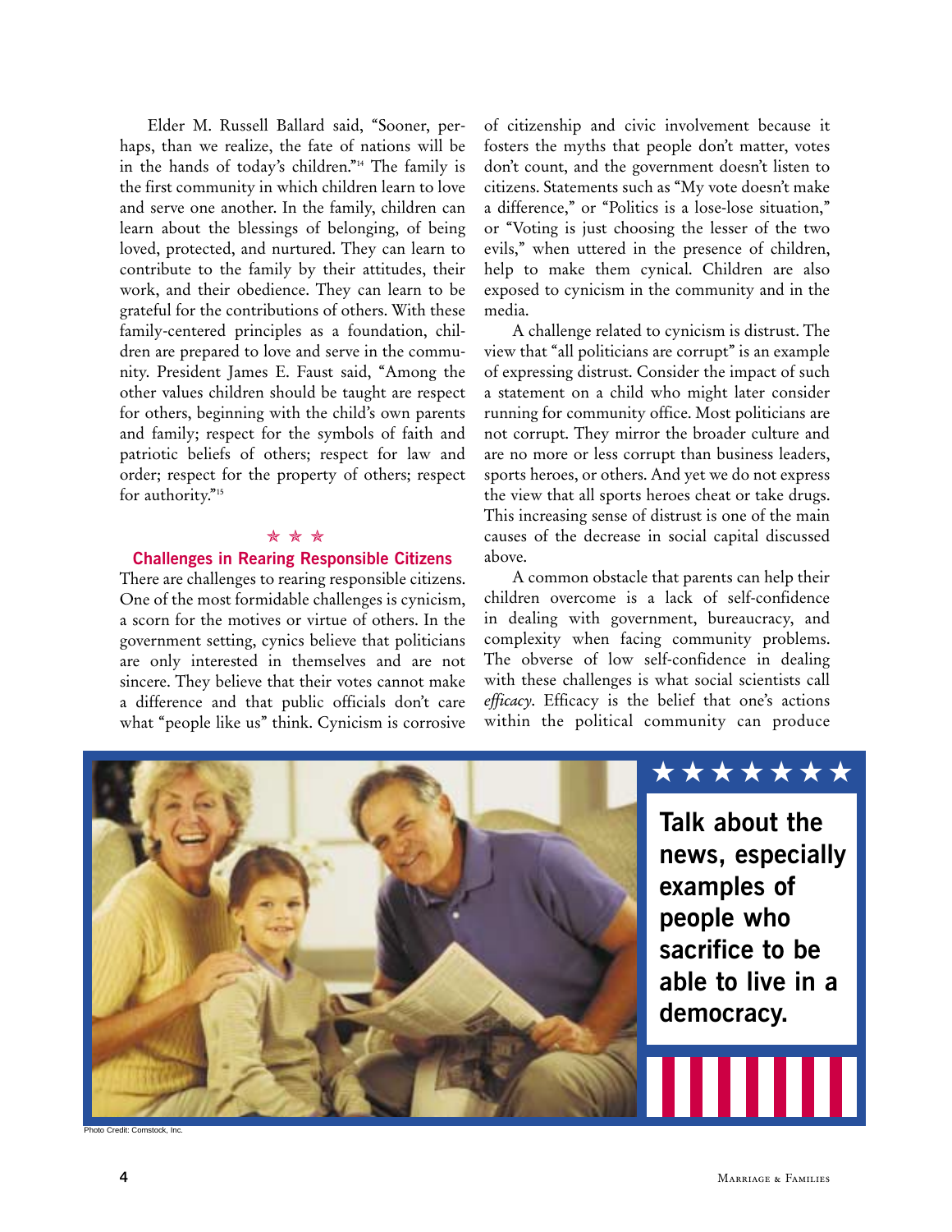Elder M. Russell Ballard said, "Sooner, perhaps, than we realize, the fate of nations will be in the hands of today's children."[14] The family is the first community in which children learn to love and serve one another. In the family, children can learn about the blessings of belonging, of being loved, protected, and nurtured. They can learn to contribute to the family by their attitudes, their work, and their obedience. They can learn to be grateful for the contributions of others. With these family-centered principles as a foundation, children are prepared to love and serve in the community. President James E. Faust said, "Among the other values children should be taught are respect for others, beginning with the child's own parents and family; respect for the symbols of faith and patriotic beliefs of others; respect for law and order; respect for the property of others; respect for authority."[15]

## Challenges in Rearing Responsible Citizens

There are challenges to rearing responsible citizens. One of the most formidable challenges is cynicism, a scorn for the motives or virtue of others. In the government setting, cynics believe that politicians are only interested in themselves and are not sincere. They believe that their votes cannot make a difference and that public officials don't care what "people like us" think. Cynicism is corrosive of citizenship and civic involvement because it fosters the myths that people don't matter, votes don't count, and the government doesn't listen to citizens. Statements such as "My vote doesn't make a difference," or "Politics is a lose-lose situation," or "Voting is just choosing the lesser of the two evils," when uttered in the presence of children, help to make them cynical. Children are also exposed to cynicism in the community and in the media.

A challenge related to cynicism is distrust. The view that "all politicians are corrupt" is an example of expressing distrust. Consider the impact of such a statement on a child who might later consider running for community office. Most politicians are not corrupt. They mirror the broader culture and are no more or less corrupt than business leaders, sports heroes, or others. And yet we do not express the view that all sports heroes cheat or take drugs. This increasing sense of distrust is one of the main causes of the decrease in social capital discussed above.

A common obstacle that parents can help their children overcome is a lack of self-confidence in dealing with government, bureaucracy, and complexity when facing community problems. The obverse of low self-confidence in dealing with these challenges is what social scientists call *efficacy*. Efficacy is the belief that one's actions within the political community can produce

**Talk about the news, especially examples of people who sacrifice to be able to live in a democracy.**

Photo Credit: Comstock, Inc.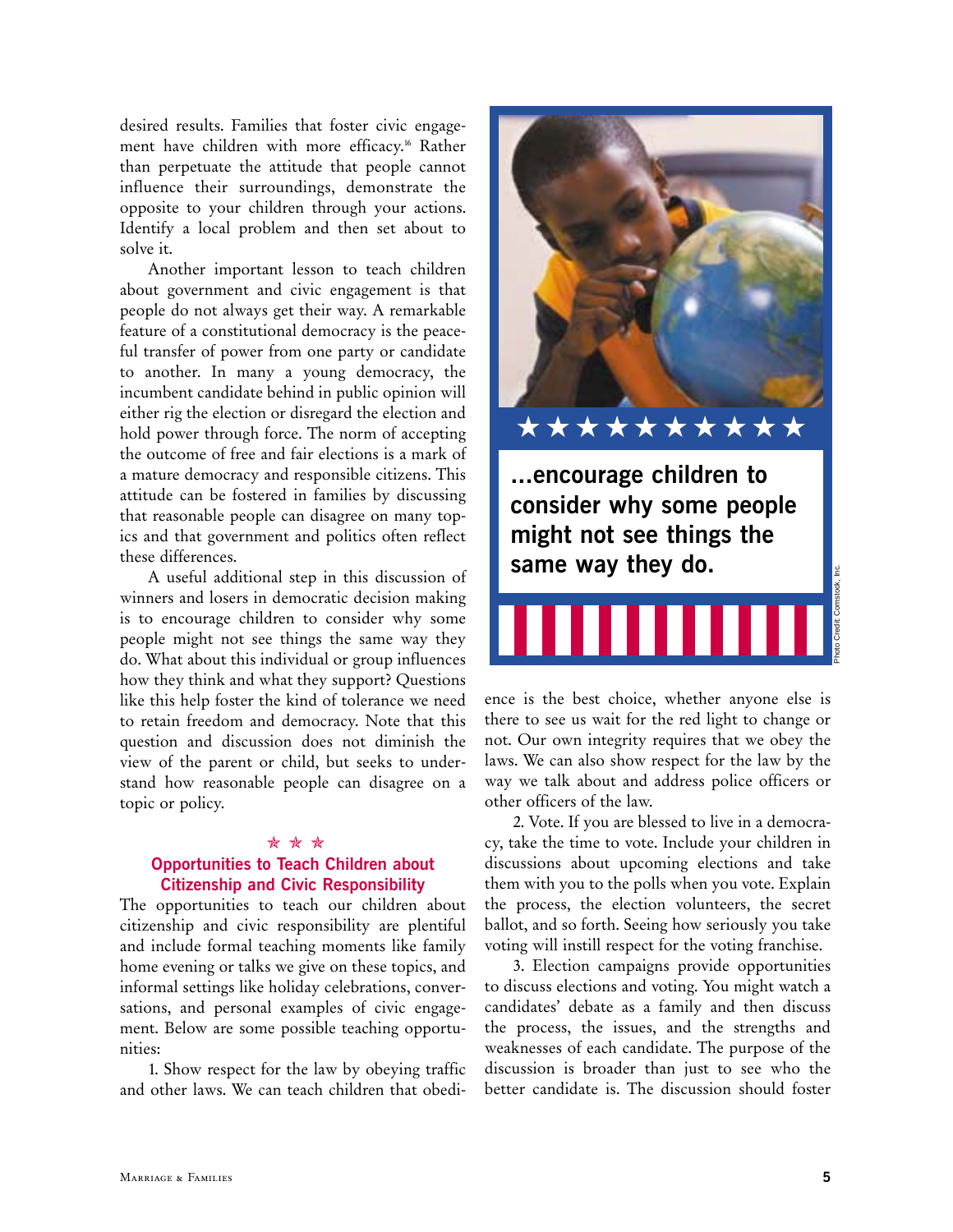desired results. Families that foster civic engagement have children with more efficacy.[16] Rather than perpetuate the attitude that people cannot influence their surroundings, demonstrate the opposite to your children through your actions. Identify a local problem and then set about to solve it.

Another important lesson to teach children about government and civic engagement is that people do not always get their way. A remarkable feature of a constitutional democracy is the peaceful transfer of power from one party or candidate to another. In many a young democracy, the incumbent candidate behind in public opinion will either rig the election or disregard the election and hold power through force. The norm of accepting the outcome of free and fair elections is a mark of a mature democracy and responsible citizens. This attitude can be fostered in families by discussing that reasonable people can disagree on many topics and that government and politics often reflect these differences.

A useful additional step in this discussion of winners and losers in democratic decision making is to encourage children to consider why some people might not see things the same way they do. What about this individual or group influences how they think and what they support? Questions like this help foster the kind of tolerance we need to retain freedom and democracy. Note that this question and discussion does not diminish the view of the parent or child, but seeks to understand how reasonable people can disagree on a topic or policy.

**...encourage children to consider why some people might not see things the same way they do.**

Photo Credit: Comstock, Inc.

## Opportunities to Teach Children about Citizenship and Civic Responsibility

The opportunities to teach our children about citizenship and civic responsibility are plentiful and include formal teaching moments like family home evening or talks we give on these topics, and informal settings like holiday celebrations, conversations, and personal examples of civic engagement. Below are some possible teaching opportunities:

1. Show respect for the law by obeying traffic and other laws. We can teach children that obedience is the best choice, whether anyone else is there to see us wait for the red light to change or not. Our own integrity requires that we obey the laws. We can also show respect for the law by the way we talk about and address police officers or other officers of the law.

2. Vote. If you are blessed to live in a democracy, take the time to vote. Include your children in discussions about upcoming elections and take them with you to the polls when you vote. Explain the process, the election volunteers, the secret ballot, and so forth. Seeing how seriously you take voting will instill respect for the voting franchise.

3. Election campaigns provide opportunities to discuss elections and voting. You might watch a candidates' debate as a family and then discuss the process, the issues, and the strengths and weaknesses of each candidate. The purpose of the discussion is broader than just to see who the better candidate is. The discussion should foster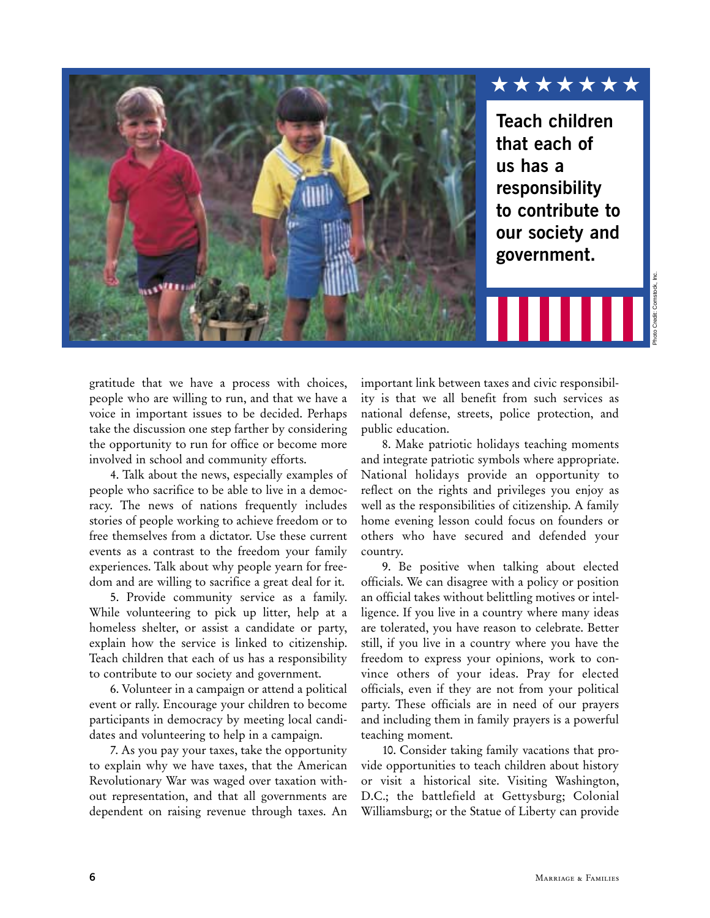**Teach children that each of us has a responsibility to contribute to our society and government.**

Photo Credit: Comstock, Inc.

gratitude that we have a process with choices, people who are willing to run, and that we have a voice in important issues to be decided. Perhaps take the discussion one step farther by considering the opportunity to run for office or become more involved in school and community efforts.

4. Talk about the news, especially examples of people who sacrifice to be able to live in a democracy. The news of nations frequently includes stories of people working to achieve freedom or to free themselves from a dictator. Use these current events as a contrast to the freedom your family experiences. Talk about why people yearn for freedom and are willing to sacrifice a great deal for it.

5. Provide community service as a family. While volunteering to pick up litter, help at a homeless shelter, or assist a candidate or party, explain how the service is linked to citizenship. Teach children that each of us has a responsibility to contribute to our society and government.

6. Volunteer in a campaign or attend a political event or rally. Encourage your children to become participants in democracy by meeting local candidates and volunteering to help in a campaign.

7. As you pay your taxes, take the opportunity to explain why we have taxes, that the American Revolutionary War was waged over taxation without representation, and that all governments are dependent on raising revenue through taxes. An important link between taxes and civic responsibility is that we all benefit from such services as national defense, streets, police protection, and public education.

8. Make patriotic holidays teaching moments and integrate patriotic symbols where appropriate. National holidays provide an opportunity to reflect on the rights and privileges you enjoy as well as the responsibilities of citizenship. A family home evening lesson could focus on founders or others who have secured and defended your country.

9. Be positive when talking about elected officials. We can disagree with a policy or position an official takes without belittling motives or intelligence. If you live in a country where many ideas are tolerated, you have reason to celebrate. Better still, if you live in a country where you have the freedom to express your opinions, work to convince others of your ideas. Pray for elected officials, even if they are not from your political party. These officials are in need of our prayers and including them in family prayers is a powerful teaching moment.

10. Consider taking family vacations that provide opportunities to teach children about history or visit a historical site. Visiting Washington, D.C.; the battlefield at Gettysburg; Colonial Williamsburg; or the Statue of Liberty can provide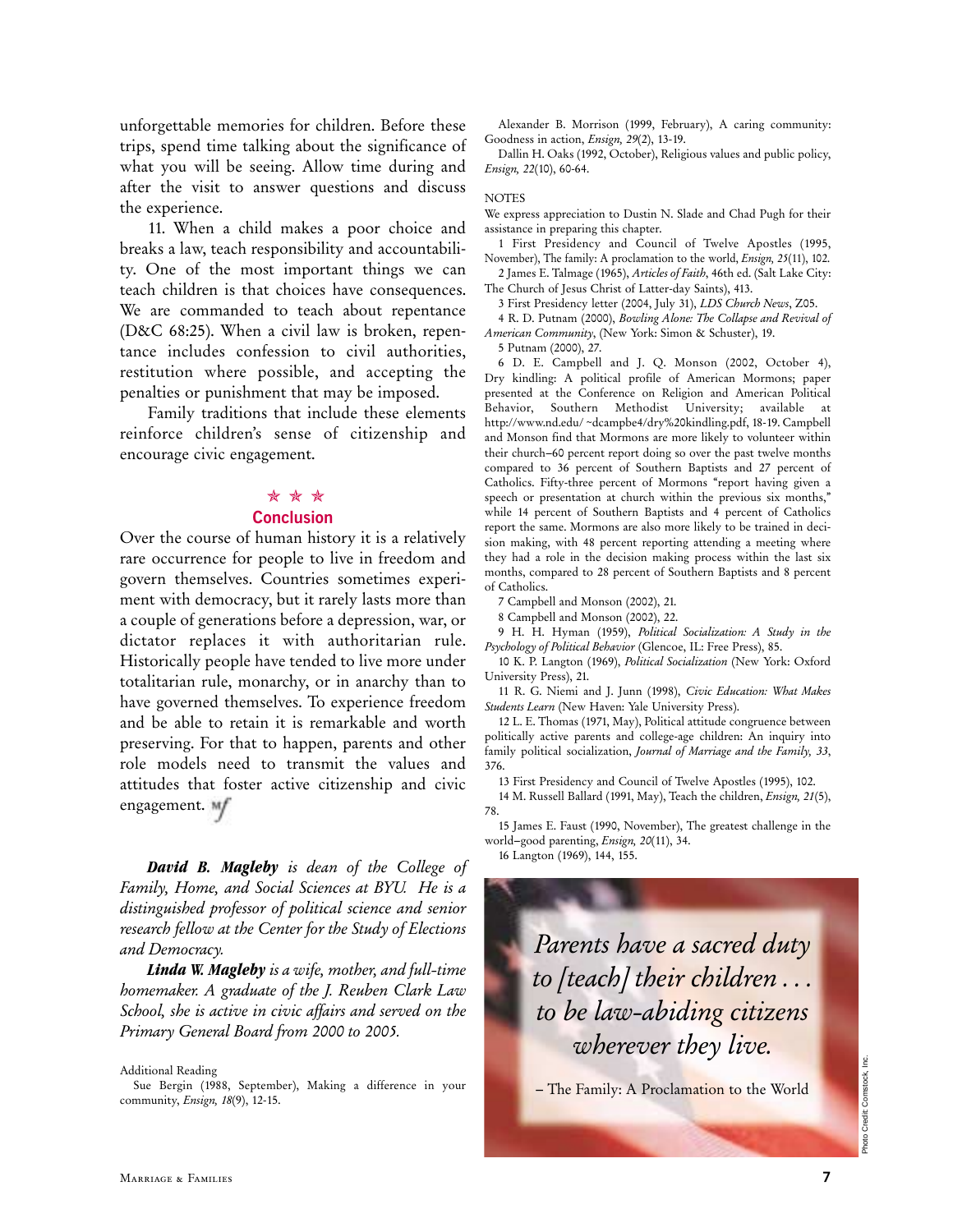unforgettable memories for children. Before these trips, spend time talking about the significance of what you will be seeing. Allow time during and after the visit to answer questions and discuss the experience.

11. When a child makes a poor choice and breaks a law, teach responsibility and accountability. One of the most important things we can teach children is that choices have consequences. We are commanded to teach about repentance (D&C 68:25). When a civil law is broken, repentance includes confession to civil authorities, restitution where possible, and accepting the penalties or punishment that may be imposed.

Family traditions that include these elements reinforce children's sense of citizenship and encourage civic engagement.

★ ★ ★

## Conclusion

Over the course of human history it is a relatively rare occurrence for people to live in freedom and govern themselves. Countries sometimes experiment with democracy, but it rarely lasts more than a couple of generations before a depression, war, or dictator replaces it with authoritarian rule. Historically people have tended to live more under totalitarian rule, monarchy, or in anarchy than to have governed themselves. To experience freedom and be able to retain it is remarkable and worth preserving. For that to happen, parents and other role models need to transmit the values and attitudes that foster active citizenship and civic engagement.

***David B. Magleby*** *is dean of the College of Family, Home, and Social Sciences at BYU. He is a distinguished professor of political science and senior research fellow at the Center for the Study of Elections and Democracy.*

***Linda W. Magleby*** *is a wife, mother, and full-time homemaker. A graduate of the J. Reuben Clark Law School, she is active in civic affairs and served on the Primary General Board from 2000 to 2005.*

Additional Reading

Sue Bergin (1988, September), Making a difference in your community, *Ensign, 18*(9), 12-15.

Alexander B. Morrison (1999, February), A caring community: Goodness in action, *Ensign, 29*(2), 13-19.

Dallin H. Oaks (1992, October), Religious values and public policy, *Ensign, 22*(10), 60-64.

NOTES

We express appreciation to Dustin N. Slade and Chad Pugh for their assistance in preparing this chapter.

1 First Presidency and Council of Twelve Apostles (1995, November), The family: A proclamation to the world, *Ensign, 25*(11), 102.

2 James E. Talmage (1965), *Articles of Faith*, 46th ed. (Salt Lake City: The Church of Jesus Christ of Latter-day Saints), 413.

3 First Presidency letter (2004, July 31), *LDS Church News*, Z05.

4 R. D. Putnam (2000), *Bowling Alone: The Collapse and Revival of American Community*, (New York: Simon & Schuster), 19.

5 Putnam (2000), 27.

6 D. E. Campbell and J. Q. Monson (2002, October 4), Dry kindling: A political profile of American Mormons; paper presented at the Conference on Religion and American Political Behavior, Southern Methodist University; available at http://www.nd.edu/ ~dcampbe4/dry%20kindling.pdf, 18-19. Campbell and Monson find that Mormons are more likely to volunteer within their church—60 percent report doing so over the past twelve months compared to 36 percent of Southern Baptists and 27 percent of Catholics. Fifty-three percent of Mormons "report having given a speech or presentation at church within the previous six months," while 14 percent of Southern Baptists and 4 percent of Catholics report the same. Mormons are also more likely to be trained in decision making, with 48 percent reporting attending a meeting where they had a role in the decision making process within the last six months, compared to 28 percent of Southern Baptists and 8 percent of Catholics.

7 Campbell and Monson (2002), 21.

8 Campbell and Monson (2002), 22.

9 H. H. Hyman (1959), *Political Socialization: A Study in the Psychology of Political Behavior* (Glencoe, IL: Free Press), 85.

10 K. P. Langton (1969), *Political Socialization* (New York: Oxford University Press), 21.

11 R. G. Niemi and J. Junn (1998), *Civic Education: What Makes Students Learn* (New Haven: Yale University Press).

12 L. E. Thomas (1971, May), Political attitude congruence between politically active parents and college-age children: An inquiry into family political socialization, *Journal of Marriage and the Family, 33*, 376.

13 First Presidency and Council of Twelve Apostles (1995), 102.

14 M. Russell Ballard (1991, May), Teach the children, *Ensign, 21*(5), 78.

15 James E. Faust (1990, November), The greatest challenge in the world—good parenting, *Ensign, 20*(11), 34.

16 Langton (1969), 144, 155.

*Parents have a sacred duty to [teach] their children . . . to be law-abiding citizens wherever they live.*

– The Family: A Proclamation to the World

Photo Credit: Comstock, Inc.